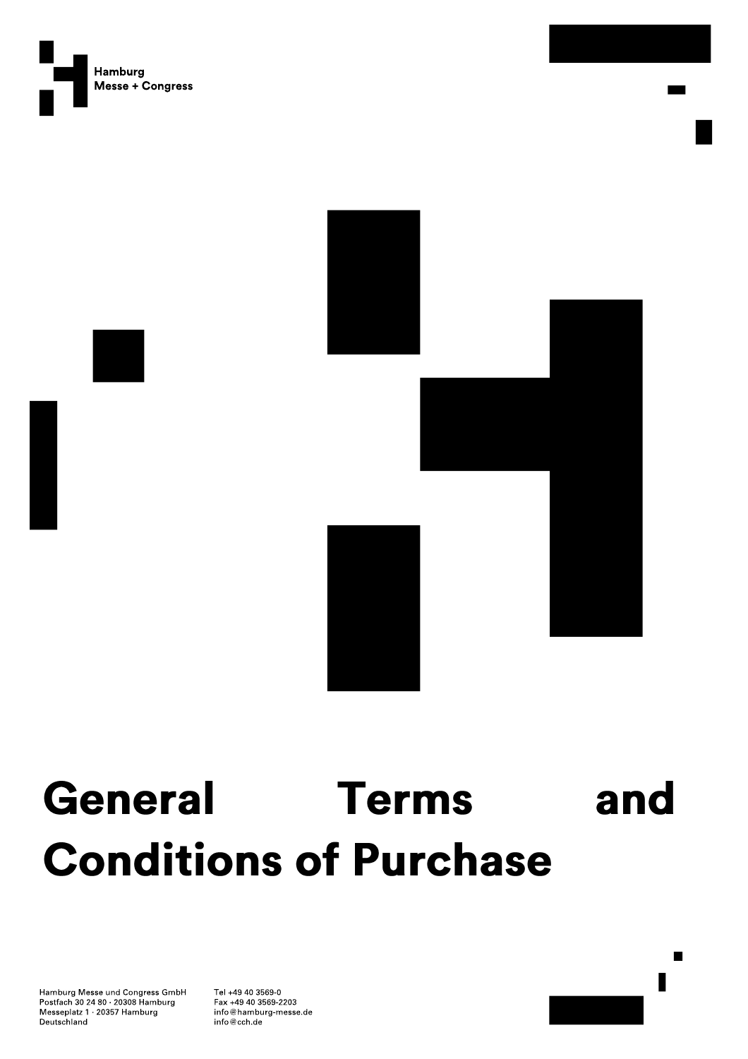Hamburg
Messe + Congress

# General Terms and Conditions of Purchase

Hamburg Messe und Congress GmbH
Postfach 30 24 80 · 20308 Hamburg
Messeplatz 1 · 20357 Hamburg
Deutschland

Tel +49 40 3569-0
Fax +49 40 3569-2203
info@hamburg-messe.de
info@cch.de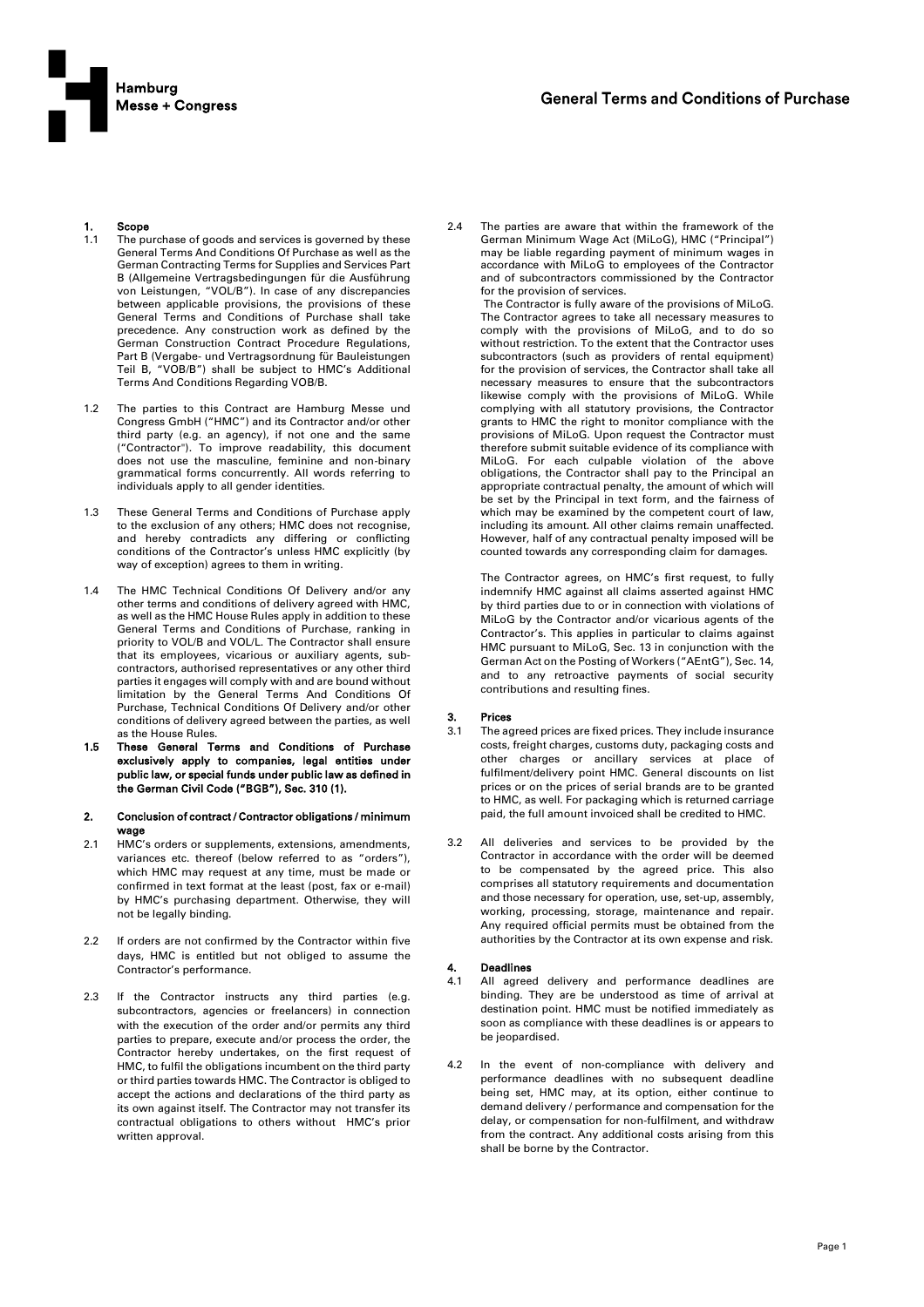## 1. Scope

1.1 The purchase of goods and services is governed by these General Terms And Conditions Of Purchase as well as the German Contracting Terms for Supplies and Services Part B (Allgemeine Vertragsbedingungen für die Ausführung von Leistungen, "VOL/B"). In case of any discrepancies between applicable provisions, the provisions of these General Terms and Conditions of Purchase shall take precedence. Any construction work as defined by the German Construction Contract Procedure Regulations, Part B (Vergabe- und Vertragsordnung für Bauleistungen Teil B, "VOB/B") shall be subject to HMC's Additional Terms And Conditions Regarding VOB/B.

1.2 The parties to this Contract are Hamburg Messe und Congress GmbH ("HMC") and its Contractor and/or other third party (e.g. an agency), if not one and the same ("Contractor"). To improve readability, this document does not use the masculine, feminine and non-binary grammatical forms concurrently. All words referring to individuals apply to all gender identities.

1.3 These General Terms and Conditions of Purchase apply to the exclusion of any others; HMC does not recognise, and hereby contradicts any differing or conflicting conditions of the Contractor's unless HMC explicitly (by way of exception) agrees to them in writing.

1.4 The HMC Technical Conditions Of Delivery and/or any other terms and conditions of delivery agreed with HMC, as well as the HMC House Rules apply in addition to these General Terms and Conditions of Purchase, ranking in priority to VOL/B and VOL/L. The Contractor shall ensure that its employees, vicarious or auxiliary agents, sub-contractors, authorised representatives or any other third parties it engages will comply with and are bound without limitation by the General Terms And Conditions Of Purchase, Technical Conditions Of Delivery and/or other conditions of delivery agreed between the parties, as well as the House Rules.

**1.5 These General Terms and Conditions of Purchase exclusively apply to companies, legal entities under public law, or special funds under public law as defined in the German Civil Code ("BGB"), Sec. 310 (1).**

## 2. Conclusion of contract / Contractor obligations / minimum wage

2.1 HMC's orders or supplements, extensions, amendments, variances etc. thereof (below referred to as "orders"), which HMC may request at any time, must be made or confirmed in text format at the least (post, fax or e-mail) by HMC's purchasing department. Otherwise, they will not be legally binding.

2.2 If orders are not confirmed by the Contractor within five days, HMC is entitled but not obliged to assume the Contractor's performance.

2.3 If the Contractor instructs any third parties (e.g. subcontractors, agencies or freelancers) in connection with the execution of the order and/or permits any third parties to prepare, execute and/or process the order, the Contractor hereby undertakes, on the first request of HMC, to fulfil the obligations incumbent on the third party or third parties towards HMC. The Contractor is obliged to accept the actions and declarations of the third party as its own against itself. The Contractor may not transfer its contractual obligations to others without HMC's prior written approval.

2.4 The parties are aware that within the framework of the German Minimum Wage Act (MiLoG), HMC ("Principal") may be liable regarding payment of minimum wages in accordance with MiLoG to employees of the Contractor and of subcontractors commissioned by the Contractor for the provision of services.
The Contractor is fully aware of the provisions of MiLoG. The Contractor agrees to take all necessary measures to comply with the provisions of MiLoG, and to do so without restriction. To the extent that the Contractor uses subcontractors (such as providers of rental equipment) for the provision of services, the Contractor shall take all necessary measures to ensure that the subcontractors likewise comply with the provisions of MiLoG. While complying with all statutory provisions, the Contractor grants to HMC the right to monitor compliance with the provisions of MiLoG. Upon request the Contractor must therefore submit suitable evidence of its compliance with MiLoG. For each culpable violation of the above obligations, the Contractor shall pay to the Principal an appropriate contractual penalty, the amount of which will be set by the Principal in text form, and the fairness of which may be examined by the competent court of law, including its amount. All other claims remain unaffected. However, half of any contractual penalty imposed will be counted towards any corresponding claim for damages.

The Contractor agrees, on HMC's first request, to fully indemnify HMC against all claims asserted against HMC by third parties due to or in connection with violations of MiLoG by the Contractor and/or vicarious agents of the Contractor's. This applies in particular to claims against HMC pursuant to MiLoG, Sec. 13 in conjunction with the German Act on the Posting of Workers ("AEntG"), Sec. 14, and to any retroactive payments of social security contributions and resulting fines.

## 3. Prices

3.1 The agreed prices are fixed prices. They include insurance costs, freight charges, customs duty, packaging costs and other charges or ancillary services at place of fulfilment/delivery point HMC. General discounts on list prices or on the prices of serial brands are to be granted to HMC, as well. For packaging which is returned carriage paid, the full amount invoiced shall be credited to HMC.

3.2 All deliveries and services to be provided by the Contractor in accordance with the order will be deemed to be compensated by the agreed price. This also comprises all statutory requirements and documentation and those necessary for operation, use, set-up, assembly, working, processing, storage, maintenance and repair. Any required official permits must be obtained from the authorities by the Contractor at its own expense and risk.

## 4. Deadlines

4.1 All agreed delivery and performance deadlines are binding. They are be understood as time of arrival at destination point. HMC must be notified immediately as soon as compliance with these deadlines is or appears to be jeopardised.

4.2 In the event of non-compliance with delivery and performance deadlines with no subsequent deadline being set, HMC may, at its option, either continue to demand delivery / performance and compensation for the delay, or compensation for non-fulfilment, and withdraw from the contract. Any additional costs arising from this shall be borne by the Contractor.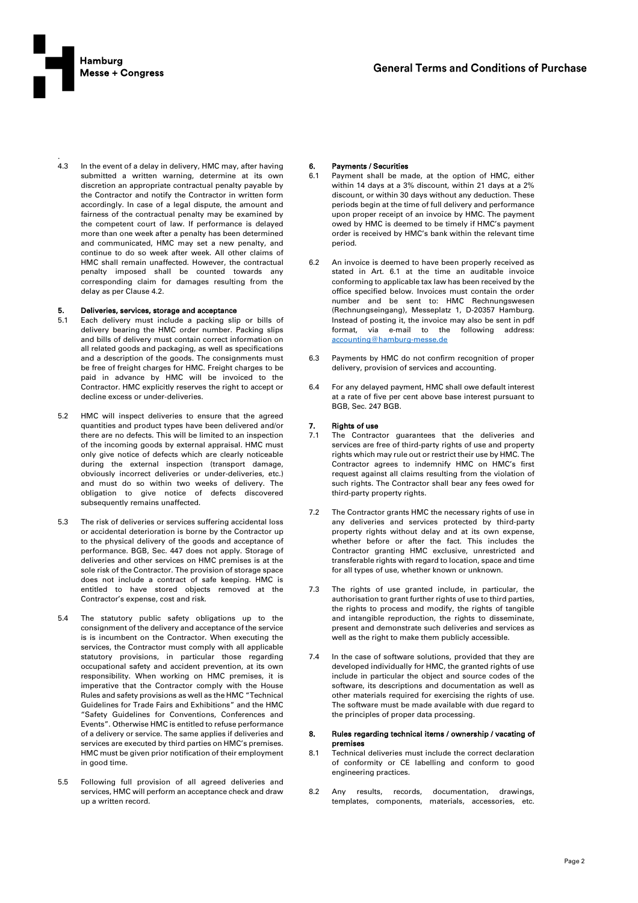.

4.3 In the event of a delay in delivery, HMC may, after having submitted a written warning, determine at its own discretion an appropriate contractual penalty payable by the Contractor and notify the Contractor in written form accordingly. In case of a legal dispute, the amount and fairness of the contractual penalty may be examined by the competent court of law. If performance is delayed more than one week after a penalty has been determined and communicated, HMC may set a new penalty, and continue to do so week after week. All other claims of HMC shall remain unaffected. However, the contractual penalty imposed shall be counted towards any corresponding claim for damages resulting from the delay as per Clause 4.2.

**5. Deliveries, services, storage and acceptance**

5.1 Each delivery must include a packing slip or bills of delivery bearing the HMC order number. Packing slips and bills of delivery must contain correct information on all related goods and packaging, as well as specifications and a description of the goods. The consignments must be free of freight charges for HMC. Freight charges to be paid in advance by HMC will be invoiced to the Contractor. HMC explicitly reserves the right to accept or decline excess or under-deliveries.

5.2 HMC will inspect deliveries to ensure that the agreed quantities and product types have been delivered and/or there are no defects. This will be limited to an inspection of the incoming goods by external appraisal. HMC must only give notice of defects which are clearly noticeable during the external inspection (transport damage, obviously incorrect deliveries or under-deliveries, etc.) and must do so within two weeks of delivery. The obligation to give notice of defects discovered subsequently remains unaffected.

5.3 The risk of deliveries or services suffering accidental loss or accidental deterioration is borne by the Contractor up to the physical delivery of the goods and acceptance of performance. BGB, Sec. 447 does not apply. Storage of deliveries and other services on HMC premises is at the sole risk of the Contractor. The provision of storage space does not include a contract of safe keeping. HMC is entitled to have stored objects removed at the Contractor's expense, cost and risk.

5.4 The statutory public safety obligations up to the consignment of the delivery and acceptance of the service is is incumbent on the Contractor. When executing the services, the Contractor must comply with all applicable statutory provisions, in particular those regarding occupational safety and accident prevention, at its own responsibility. When working on HMC premises, it is imperative that the Contractor comply with the House Rules and safety provisions as well as the HMC "Technical Guidelines for Trade Fairs and Exhibitions" and the HMC "Safety Guidelines for Conventions, Conferences and Events". Otherwise HMC is entitled to refuse performance of a delivery or service. The same applies if deliveries and services are executed by third parties on HMC's premises. HMC must be given prior notification of their employment in good time.

5.5 Following full provision of all agreed deliveries and services, HMC will perform an acceptance check and draw up a written record.

**6. Payments / Securities**

6.1 Payment shall be made, at the option of HMC, either within 14 days at a 3% discount, within 21 days at a 2% discount, or within 30 days without any deduction. These periods begin at the time of full delivery and performance upon proper receipt of an invoice by HMC. The payment owed by HMC is deemed to be timely if HMC's payment order is received by HMC's bank within the relevant time period.

6.2 An invoice is deemed to have been properly received as stated in Art. 6.1 at the time an auditable invoice conforming to applicable tax law has been received by the office specified below. Invoices must contain the order number and be sent to: HMC Rechnungswesen (Rechnungseingang), Messeplatz 1, D-20357 Hamburg. Instead of posting it, the invoice may also be sent in pdf format, via e-mail to the following address: accounting@hamburg-messe.de

6.3 Payments by HMC do not confirm recognition of proper delivery, provision of services and accounting.

6.4 For any delayed payment, HMC shall owe default interest at a rate of five per cent above base interest pursuant to BGB, Sec. 247 BGB.

**7. Rights of use**

7.1 The Contractor guarantees that the deliveries and services are free of third-party rights of use and property rights which may rule out or restrict their use by HMC. The Contractor agrees to indemnify HMC on HMC's first request against all claims resulting from the violation of such rights. The Contractor shall bear any fees owed for third-party property rights.

7.2 The Contractor grants HMC the necessary rights of use in any deliveries and services protected by third-party property rights without delay and at its own expense, whether before or after the fact. This includes the Contractor granting HMC exclusive, unrestricted and transferable rights with regard to location, space and time for all types of use, whether known or unknown.

7.3 The rights of use granted include, in particular, the authorisation to grant further rights of use to third parties, the rights to process and modify, the rights of tangible and intangible reproduction, the rights to disseminate, present and demonstrate such deliveries and services as well as the right to make them publicly accessible.

7.4 In the case of software solutions, provided that they are developed individually for HMC, the granted rights of use include in particular the object and source codes of the software, its descriptions and documentation as well as other materials required for exercising the rights of use. The software must be made available with due regard to the principles of proper data processing.

**8. Rules regarding technical items / ownership / vacating of premises**

8.1 Technical deliveries must include the correct declaration of conformity or CE labelling and conform to good engineering practices.

8.2 Any results, records, documentation, drawings, templates, components, materials, accessories, etc.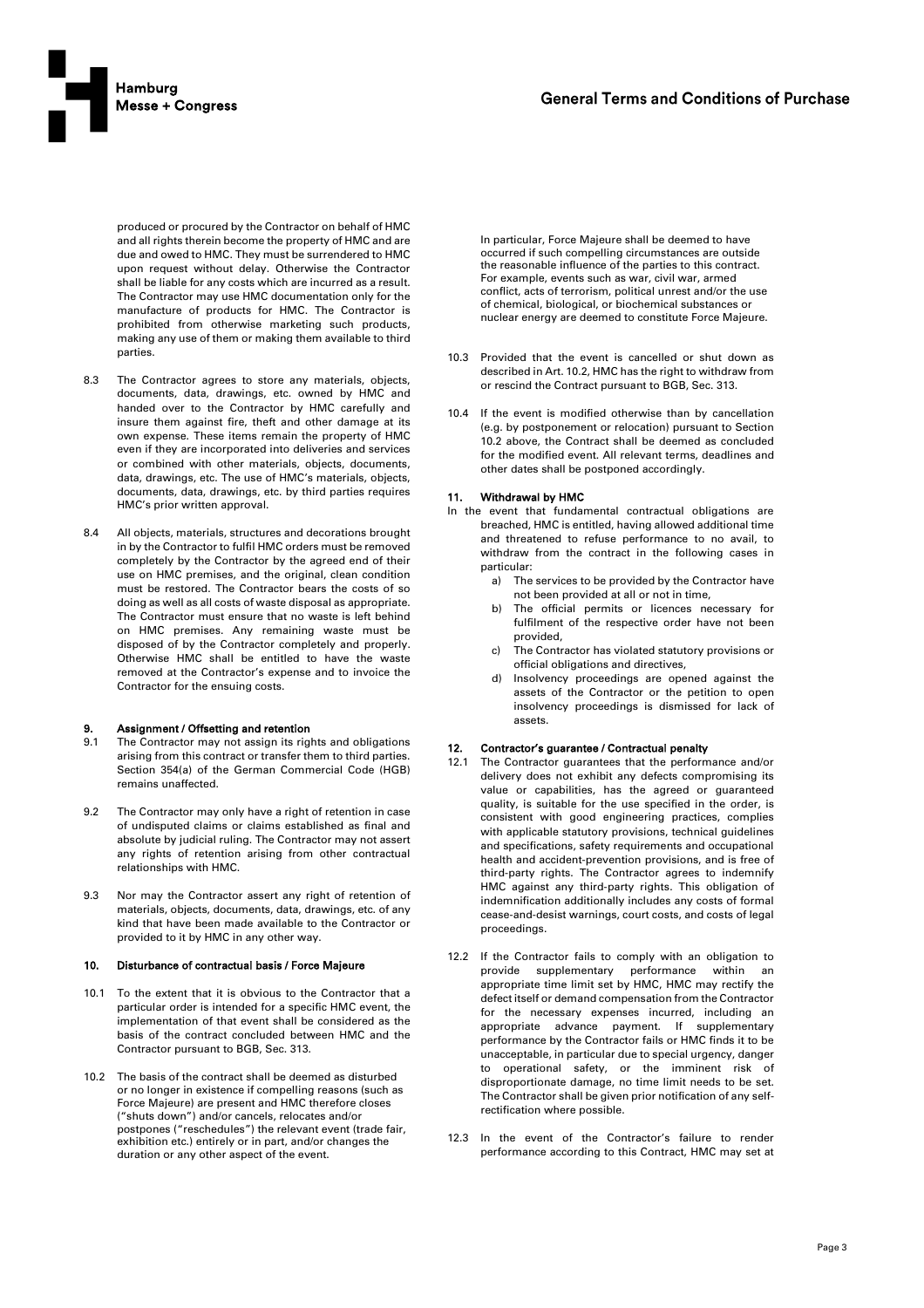produced or procured by the Contractor on behalf of HMC and all rights therein become the property of HMC and are due and owed to HMC. They must be surrendered to HMC upon request without delay. Otherwise the Contractor shall be liable for any costs which are incurred as a result. The Contractor may use HMC documentation only for the manufacture of products for HMC. The Contractor is prohibited from otherwise marketing such products, making any use of them or making them available to third parties.

8.3 The Contractor agrees to store any materials, objects, documents, data, drawings, etc. owned by HMC and handed over to the Contractor by HMC carefully and insure them against fire, theft and other damage at its own expense. These items remain the property of HMC even if they are incorporated into deliveries and services or combined with other materials, objects, documents, data, drawings, etc. The use of HMC's materials, objects, documents, data, drawings, etc. by third parties requires HMC's prior written approval.

8.4 All objects, materials, structures and decorations brought in by the Contractor to fulfil HMC orders must be removed completely by the Contractor by the agreed end of their use on HMC premises, and the original, clean condition must be restored. The Contractor bears the costs of so doing as well as all costs of waste disposal as appropriate. The Contractor must ensure that no waste is left behind on HMC premises. Any remaining waste must be disposed of by the Contractor completely and properly. Otherwise HMC shall be entitled to have the waste removed at the Contractor's expense and to invoice the Contractor for the ensuing costs.

## 9. Assignment / Offsetting and retention

9.1 The Contractor may not assign its rights and obligations arising from this contract or transfer them to third parties. Section 354(a) of the German Commercial Code (HGB) remains unaffected.

9.2 The Contractor may only have a right of retention in case of undisputed claims or claims established as final and absolute by judicial ruling. The Contractor may not assert any rights of retention arising from other contractual relationships with HMC.

9.3 Nor may the Contractor assert any right of retention of materials, objects, documents, data, drawings, etc. of any kind that have been made available to the Contractor or provided to it by HMC in any other way.

## 10. Disturbance of contractual basis / Force Majeure

10.1 To the extent that it is obvious to the Contractor that a particular order is intended for a specific HMC event, the implementation of that event shall be considered as the basis of the contract concluded between HMC and the Contractor pursuant to BGB, Sec. 313.

10.2 The basis of the contract shall be deemed as disturbed or no longer in existence if compelling reasons (such as Force Majeure) are present and HMC therefore closes ("shuts down") and/or cancels, relocates and/or postpones ("reschedules") the relevant event (trade fair, exhibition etc.) entirely or in part, and/or changes the duration or any other aspect of the event.

In particular, Force Majeure shall be deemed to have occurred if such compelling circumstances are outside the reasonable influence of the parties to this contract. For example, events such as war, civil war, armed conflict, acts of terrorism, political unrest and/or the use of chemical, biological, or biochemical substances or nuclear energy are deemed to constitute Force Majeure.

10.3 Provided that the event is cancelled or shut down as described in Art. 10.2, HMC has the right to withdraw from or rescind the Contract pursuant to BGB, Sec. 313.

10.4 If the event is modified otherwise than by cancellation (e.g. by postponement or relocation) pursuant to Section 10.2 above, the Contract shall be deemed as concluded for the modified event. All relevant terms, deadlines and other dates shall be postponed accordingly.

## 11. Withdrawal by HMC

In the event that fundamental contractual obligations are breached, HMC is entitled, having allowed additional time and threatened to refuse performance to no avail, to withdraw from the contract in the following cases in particular:

a) The services to be provided by the Contractor have not been provided at all or not in time,
b) The official permits or licences necessary for fulfilment of the respective order have not been provided,
c) The Contractor has violated statutory provisions or official obligations and directives,
d) Insolvency proceedings are opened against the assets of the Contractor or the petition to open insolvency proceedings is dismissed for lack of assets.

## 12. Contractor's guarantee / Contractual penalty

12.1 The Contractor guarantees that the performance and/or delivery does not exhibit any defects compromising its value or capabilities, has the agreed or guaranteed quality, is suitable for the use specified in the order, is consistent with good engineering practices, complies with applicable statutory provisions, technical guidelines and specifications, safety requirements and occupational health and accident-prevention provisions, and is free of third-party rights. The Contractor agrees to indemnify HMC against any third-party rights. This obligation of indemnification additionally includes any costs of formal cease-and-desist warnings, court costs, and costs of legal proceedings.

12.2 If the Contractor fails to comply with an obligation to provide supplementary performance within an appropriate time limit set by HMC, HMC may rectify the defect itself or demand compensation from the Contractor for the necessary expenses incurred, including an appropriate advance payment. If supplementary performance by the Contractor fails or HMC finds it to be unacceptable, in particular due to special urgency, danger to operational safety, or the imminent risk of disproportionate damage, no time limit needs to be set. The Contractor shall be given prior notification of any self-rectification where possible.

12.3 In the event of the Contractor's failure to render performance according to this Contract, HMC may set at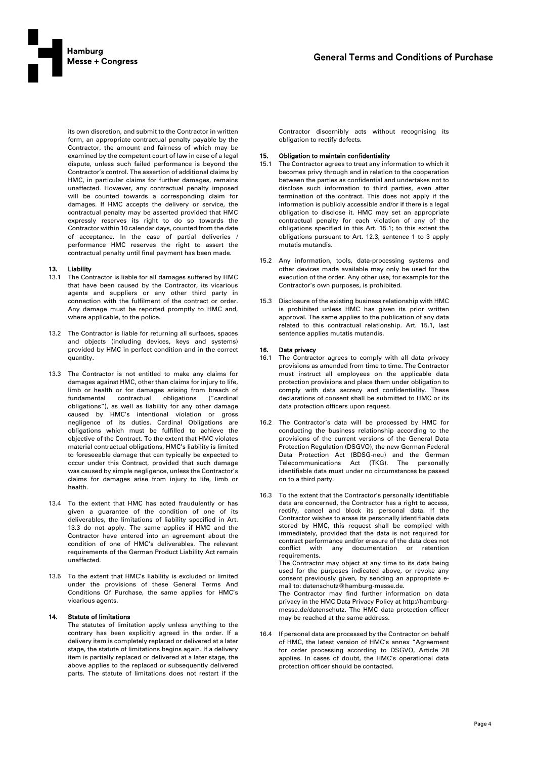its own discretion, and submit to the Contractor in written form, an appropriate contractual penalty payable by the Contractor, the amount and fairness of which may be examined by the competent court of law in case of a legal dispute, unless such failed performance is beyond the Contractor's control. The assertion of additional claims by HMC, in particular claims for further damages, remains unaffected. However, any contractual penalty imposed will be counted towards a corresponding claim for damages. If HMC accepts the delivery or service, the contractual penalty may be asserted provided that HMC expressly reserves its right to do so towards the Contractor within 10 calendar days, counted from the date of acceptance. In the case of partial deliveries / performance HMC reserves the right to assert the contractual penalty until final payment has been made.

## 13. Liability

13.1 The Contractor is liable for all damages suffered by HMC that have been caused by the Contractor, its vicarious agents and suppliers or any other third party in connection with the fulfilment of the contract or order. Any damage must be reported promptly to HMC and, where applicable, to the police.

13.2 The Contractor is liable for returning all surfaces, spaces and objects (including devices, keys and systems) provided by HMC in perfect condition and in the correct quantity.

13.3 The Contractor is not entitled to make any claims for damages against HMC, other than claims for injury to life, limb or health or for damages arising from breach of fundamental contractual obligations ("cardinal obligations"), as well as liability for any other damage caused by HMC's intentional violation or gross negligence of its duties. Cardinal Obligations are obligations which must be fulfilled to achieve the objective of the Contract. To the extent that HMC violates material contractual obligations, HMC's liability is limited to foreseeable damage that can typically be expected to occur under this Contract, provided that such damage was caused by simple negligence, unless the Contractor's claims for damages arise from injury to life, limb or health.

13.4 To the extent that HMC has acted fraudulently or has given a guarantee of the condition of one of its deliverables, the limitations of liability specified in Art. 13.3 do not apply. The same applies if HMC and the Contractor have entered into an agreement about the condition of one of HMC's deliverables. The relevant requirements of the German Product Liability Act remain unaffected.

13.5 To the extent that HMC's liability is excluded or limited under the provisions of these General Terms And Conditions Of Purchase, the same applies for HMC's vicarious agents.

## 14. Statute of limitations

The statutes of limitation apply unless anything to the contrary has been explicitly agreed in the order. If a delivery item is completely replaced or delivered at a later stage, the statute of limitations begins again. If a delivery item is partially replaced or delivered at a later stage, the above applies to the replaced or subsequently delivered parts. The statute of limitations does not restart if the Contractor discernibly acts without recognising its obligation to rectify defects.

## 15. Obligation to maintain confidentiality

15.1 The Contractor agrees to treat any information to which it becomes privy through and in relation to the cooperation between the parties as confidential and undertakes not to disclose such information to third parties, even after termination of the contract. This does not apply if the information is publicly accessible and/or if there is a legal obligation to disclose it. HMC may set an appropriate contractual penalty for each violation of any of the obligations specified in this Art. 15.1; to this extent the obligations pursuant to Art. 12.3, sentence 1 to 3 apply mutatis mutandis.

15.2 Any information, tools, data-processing systems and other devices made available may only be used for the execution of the order. Any other use, for example for the Contractor's own purposes, is prohibited.

15.3 Disclosure of the existing business relationship with HMC is prohibited unless HMC has given its prior written approval. The same applies to the publication of any data related to this contractual relationship. Art. 15.1, last sentence applies mutatis mutandis.

## 16. Data privacy

16.1 The Contractor agrees to comply with all data privacy provisions as amended from time to time. The Contractor must instruct all employees on the applicable data protection provisions and place them under obligation to comply with data secrecy and confidentiality. These declarations of consent shall be submitted to HMC or its data protection officers upon request.

16.2 The Contractor's data will be processed by HMC for conducting the business relationship according to the provisions of the current versions of the General Data Protection Regulation (DSGVO), the new German Federal Data Protection Act (BDSG-neu) and the German Telecommunications Act (TKG). The personally identifiable data must under no circumstances be passed on to a third party.

16.3 To the extent that the Contractor's personally identifiable data are concerned, the Contractor has a right to access, rectify, cancel and block its personal data. If the Contractor wishes to erase its personally identifiable data stored by HMC, this request shall be complied with immediately, provided that the data is not required for contract performance and/or erasure of the data does not conflict with any documentation or retention requirements.
The Contractor may object at any time to its data being used for the purposes indicated above, or revoke any consent previously given, by sending an appropriate e-mail to: datenschutz@hamburg-messe.de.
The Contractor may find further information on data privacy in the HMC Data Privacy Policy at http://hamburg-messe.de/datenschutz. The HMC data protection officer may be reached at the same address.

16.4 If personal data are processed by the Contractor on behalf of HMC, the latest version of HMC's annex "Agreement for order processing according to DSGVO, Article 28 applies. In cases of doubt, the HMC's operational data protection officer should be contacted.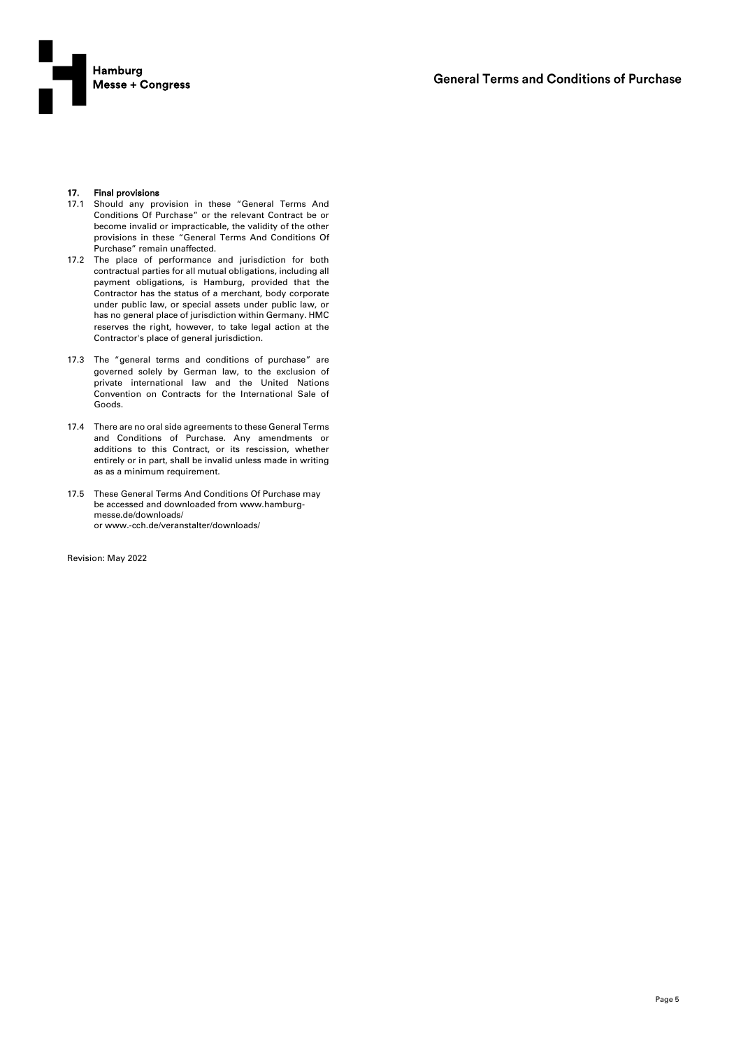## 17. Final provisions

17.1 Should any provision in these "General Terms And Conditions Of Purchase" or the relevant Contract be or become invalid or impracticable, the validity of the other provisions in these "General Terms And Conditions Of Purchase" remain unaffected.

17.2 The place of performance and jurisdiction for both contractual parties for all mutual obligations, including all payment obligations, is Hamburg, provided that the Contractor has the status of a merchant, body corporate under public law, or special assets under public law, or has no general place of jurisdiction within Germany. HMC reserves the right, however, to take legal action at the Contractor's place of general jurisdiction.

17.3 The "general terms and conditions of purchase" are governed solely by German law, to the exclusion of private international law and the United Nations Convention on Contracts for the International Sale of Goods.

17.4 There are no oral side agreements to these General Terms and Conditions of Purchase. Any amendments or additions to this Contract, or its rescission, whether entirely or in part, shall be invalid unless made in writing as as a minimum requirement.

17.5 These General Terms And Conditions Of Purchase may be accessed and downloaded from www.hamburg-messe.de/downloads/ or www.-cch.de/veranstalter/downloads/

Revision: May 2022